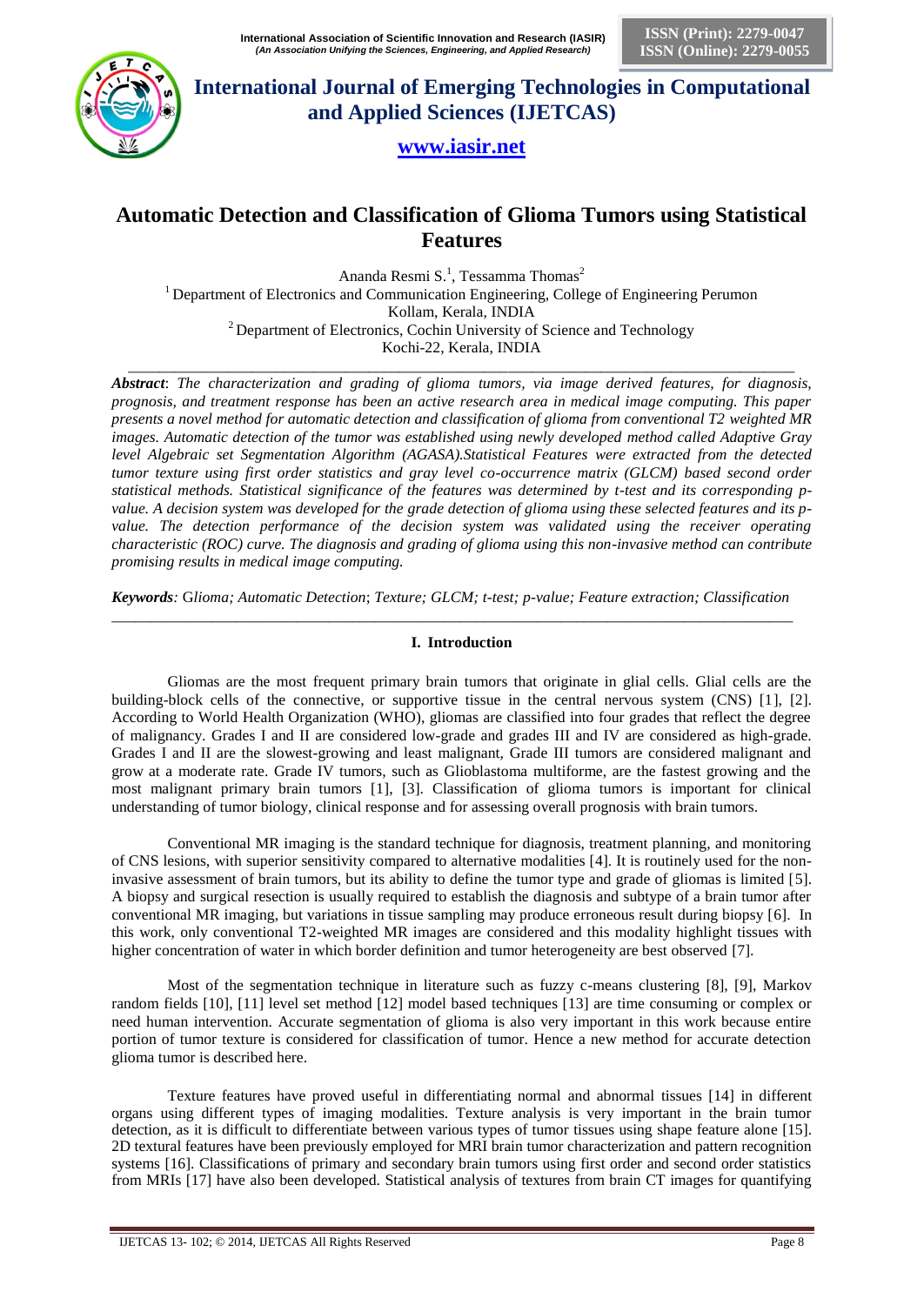# Automatic Detection and Classification of Glioma Tumors using Statistical Features

Ananda Resmi S.[1], Tessamma Thomas[2]

[1] Department of Electronics and Communication Engineering, College of Engineering Perumon
Kollam, Kerala, INDIA

[2] Department of Electronics, Cochin University of Science and Technology
Kochi-22, Kerala, INDIA

**Abstract**: *The characterization and grading of glioma tumors, via image derived features, for diagnosis, prognosis, and treatment response has been an active research area in medical image computing. This paper presents a novel method for automatic detection and classification of glioma from conventional T2 weighted MR images. Automatic detection of the tumor was established using newly developed method called Adaptive Gray level Algebraic set Segmentation Algorithm (AGASA).Statistical Features were extracted from the detected tumor texture using first order statistics and gray level co-occurrence matrix (GLCM) based second order statistical methods. Statistical significance of the features was determined by t-test and its corresponding p-value. A decision system was developed for the grade detection of glioma using these selected features and its p-value. The detection performance of the decision system was validated using the receiver operating characteristic (ROC) curve. The diagnosis and grading of glioma using this non-invasive method can contribute promising results in medical image computing.*

**Keywords**: *Glioma; Automatic Detection; Texture; GLCM; t-test; p-value; Feature extraction; Classification*

## I. Introduction

Gliomas are the most frequent primary brain tumors that originate in glial cells. Glial cells are the building-block cells of the connective, or supportive tissue in the central nervous system (CNS) [1], [2]. According to World Health Organization (WHO), gliomas are classified into four grades that reflect the degree of malignancy. Grades I and II are considered low-grade and grades III and IV are considered as high-grade. Grades I and II are the slowest-growing and least malignant, Grade III tumors are considered malignant and grow at a moderate rate. Grade IV tumors, such as Glioblastoma multiforme, are the fastest growing and the most malignant primary brain tumors [1], [3]. Classification of glioma tumors is important for clinical understanding of tumor biology, clinical response and for assessing overall prognosis with brain tumors.

Conventional MR imaging is the standard technique for diagnosis, treatment planning, and monitoring of CNS lesions, with superior sensitivity compared to alternative modalities [4]. It is routinely used for the non-invasive assessment of brain tumors, but its ability to define the tumor type and grade of gliomas is limited [5]. A biopsy and surgical resection is usually required to establish the diagnosis and subtype of a brain tumor after conventional MR imaging, but variations in tissue sampling may produce erroneous result during biopsy [6]. In this work, only conventional T2-weighted MR images are considered and this modality highlight tissues with higher concentration of water in which border definition and tumor heterogeneity are best observed [7].

Most of the segmentation technique in literature such as fuzzy c-means clustering [8], [9], Markov random fields [10], [11] level set method [12] model based techniques [13] are time consuming or complex or need human intervention. Accurate segmentation of glioma is also very important in this work because entire portion of tumor texture is considered for classification of tumor. Hence a new method for accurate detection glioma tumor is described here.

Texture features have proved useful in differentiating normal and abnormal tissues [14] in different organs using different types of imaging modalities. Texture analysis is very important in the brain tumor detection, as it is difficult to differentiate between various types of tumor tissues using shape feature alone [15]. 2D textural features have been previously employed for MRI brain tumor characterization and pattern recognition systems [16]. Classifications of primary and secondary brain tumors using first order and second order statistics from MRIs [17] have also been developed. Statistical analysis of textures from brain CT images for quantifying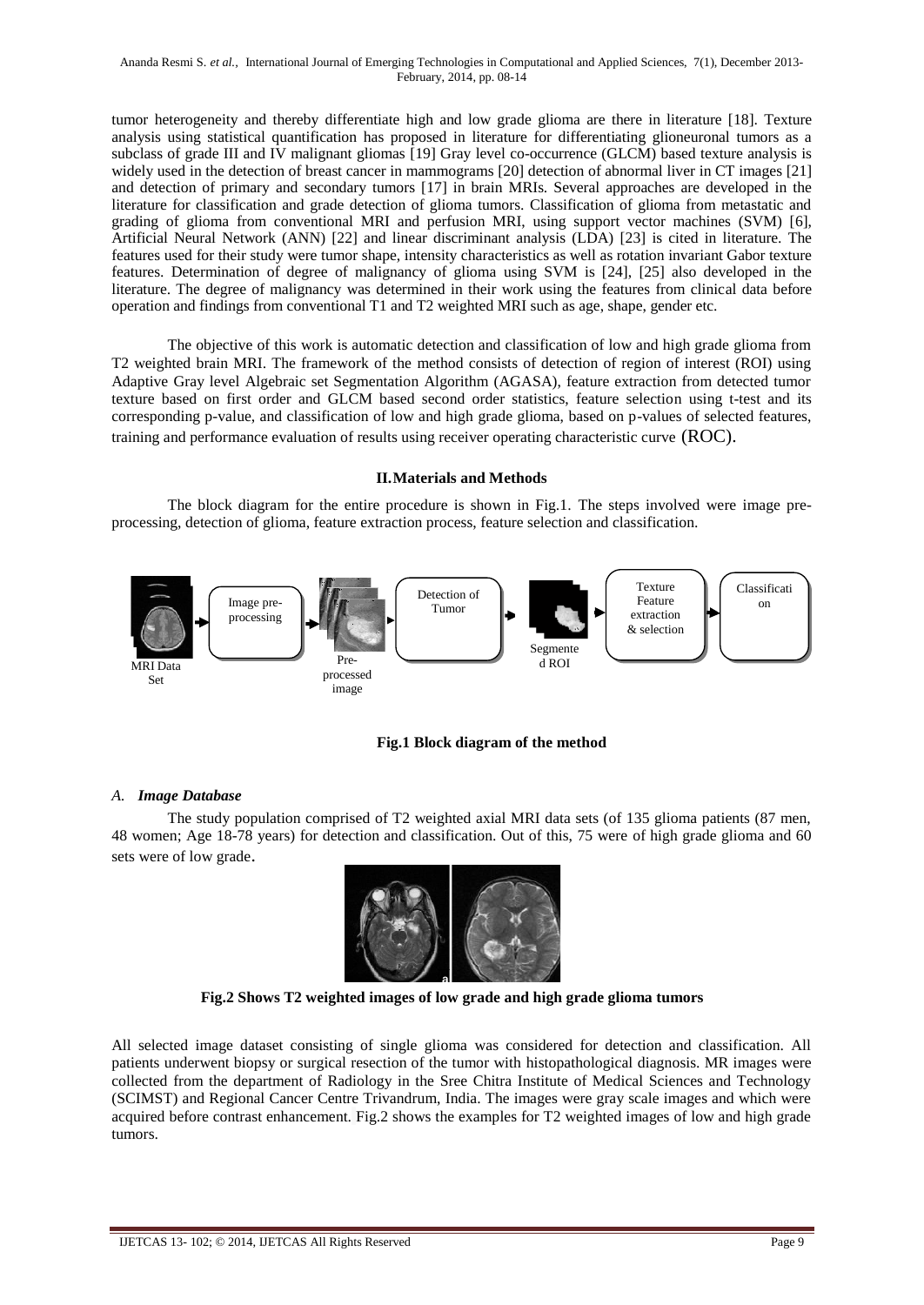tumor heterogeneity and thereby differentiate high and low grade glioma are there in literature [18]. Texture analysis using statistical quantification has proposed in literature for differentiating glioneuronal tumors as a subclass of grade III and IV malignant gliomas [19] Gray level co-occurrence (GLCM) based texture analysis is widely used in the detection of breast cancer in mammograms [20] detection of abnormal liver in CT images [21] and detection of primary and secondary tumors [17] in brain MRIs. Several approaches are developed in the literature for classification and grade detection of glioma tumors. Classification of glioma from metastatic and grading of glioma from conventional MRI and perfusion MRI, using support vector machines (SVM) [6], Artificial Neural Network (ANN) [22] and linear discriminant analysis (LDA) [23] is cited in literature. The features used for their study were tumor shape, intensity characteristics as well as rotation invariant Gabor texture features. Determination of degree of malignancy of glioma using SVM is [24], [25] also developed in the literature. The degree of malignancy was determined in their work using the features from clinical data before operation and findings from conventional T1 and T2 weighted MRI such as age, shape, gender etc.

The objective of this work is automatic detection and classification of low and high grade glioma from T2 weighted brain MRI. The framework of the method consists of detection of region of interest (ROI) using Adaptive Gray level Algebraic set Segmentation Algorithm (AGASA), feature extraction from detected tumor texture based on first order and GLCM based second order statistics, feature selection using t-test and its corresponding p-value, and classification of low and high grade glioma, based on p-values of selected features, training and performance evaluation of results using receiver operating characteristic curve (ROC).

## II. Materials and Methods

The block diagram for the entire procedure is shown in Fig.1. The steps involved were image pre-processing, detection of glioma, feature extraction process, feature selection and classification.

MRI Data Set → Image pre-processing → Pre-processed image → Detection of Tumor → Segmented ROI → Texture Feature extraction & selection → Classification

**Fig.1 Block diagram of the method**

### *A. Image Database*

The study population comprised of T2 weighted axial MRI data sets (of 135 glioma patients (87 men, 48 women; Age 18-78 years) for detection and classification. Out of this, 75 were of high grade glioma and 60 sets were of low grade.

**Fig.2 Shows T2 weighted images of low grade and high grade glioma tumors**

All selected image dataset consisting of single glioma was considered for detection and classification. All patients underwent biopsy or surgical resection of the tumor with histopathological diagnosis. MR images were collected from the department of Radiology in the Sree Chitra Institute of Medical Sciences and Technology (SCIMST) and Regional Cancer Centre Trivandrum, India. The images were gray scale images and which were acquired before contrast enhancement. Fig.2 shows the examples for T2 weighted images of low and high grade tumors.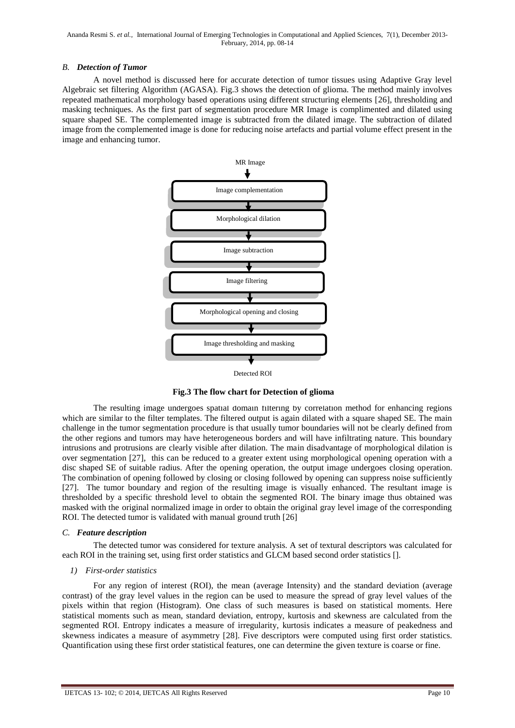### *B. Detection of Tumor*

A novel method is discussed here for accurate detection of tumor tissues using Adaptive Gray level Algebraic set filtering Algorithm (AGASA). Fig.3 shows the detection of glioma. The method mainly involves repeated mathematical morphology based operations using different structuring elements [26], thresholding and masking techniques. As the first part of segmentation procedure MR Image is complimented and dilated using square shaped SE. The complemented image is subtracted from the dilated image. The subtraction of dilated image from the complemented image is done for reducing noise artefacts and partial volume effect present in the image and enhancing tumor.

MR Image
↓
Image complementation
↓
Morphological dilation
↓
Image subtraction
↓
Image filtering
↓
Morphological opening and closing
↓
Image thresholding and masking
↓
Detected ROI

**Fig.3 The flow chart for Detection of glioma**

The resulting image undergoes spatial domain filtering by correlation method for enhancing regions which are similar to the filter templates. The filtered output is again dilated with a square shaped SE. The main challenge in the tumor segmentation procedure is that usually tumor boundaries will not be clearly defined from the other regions and tumors may have heterogeneous borders and will have infiltrating nature. This boundary intrusions and protrusions are clearly visible after dilation. The main disadvantage of morphological dilation is over segmentation [27], this can be reduced to a greater extent using morphological opening operation with a disc shaped SE of suitable radius. After the opening operation, the output image undergoes closing operation. The combination of opening followed by closing or closing followed by opening can suppress noise sufficiently [27]. The tumor boundary and region of the resulting image is visually enhanced. The resultant image is thresholded by a specific threshold level to obtain the segmented ROI. The binary image thus obtained was masked with the original normalized image in order to obtain the original gray level image of the corresponding ROI. The detected tumor is validated with manual ground truth [26]

### *C. Feature description*

The detected tumor was considered for texture analysis. A set of textural descriptors was calculated for each ROI in the training set, using first order statistics and GLCM based second order statistics [].

#### *1) First-order statistics*

For any region of interest (ROI), the mean (average Intensity) and the standard deviation (average contrast) of the gray level values in the region can be used to measure the spread of gray level values of the pixels within that region (Histogram). One class of such measures is based on statistical moments. Here statistical moments such as mean, standard deviation, entropy, kurtosis and skewness are calculated from the segmented ROI. Entropy indicates a measure of irregularity, kurtosis indicates a measure of peakedness and skewness indicates a measure of asymmetry [28]. Five descriptors were computed using first order statistics. Quantification using these first order statistical features, one can determine the given texture is coarse or fine.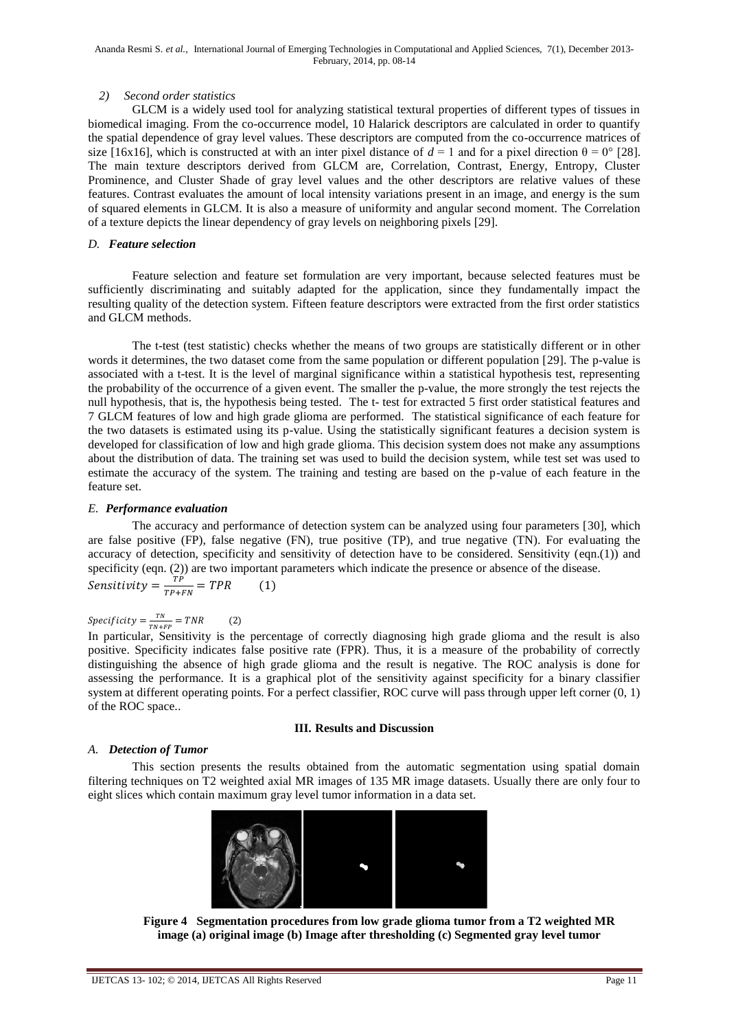*2) Second order statistics*

GLCM is a widely used tool for analyzing statistical textural properties of different types of tissues in biomedical imaging. From the co-occurrence model, 10 Halarick descriptors are calculated in order to quantify the spatial dependence of gray level values. These descriptors are computed from the co-occurrence matrices of size [16x16], which is constructed at with an inter pixel distance of $d = 1$ and for a pixel direction $\theta = 0°$ [28]. The main texture descriptors derived from GLCM are, Correlation, Contrast, Energy, Entropy, Cluster Prominence, and Cluster Shade of gray level values and the other descriptors are relative values of these features. Contrast evaluates the amount of local intensity variations present in an image, and energy is the sum of squared elements in GLCM. It is also a measure of uniformity and angular second moment. The Correlation of a texture depicts the linear dependency of gray levels on neighboring pixels [29].

### *D. Feature selection*

Feature selection and feature set formulation are very important, because selected features must be sufficiently discriminating and suitably adapted for the application, since they fundamentally impact the resulting quality of the detection system. Fifteen feature descriptors were extracted from the first order statistics and GLCM methods.

The t-test (test statistic) checks whether the means of two groups are statistically different or in other words it determines, the two dataset come from the same population or different population [29]. The p-value is associated with a t-test. It is the level of marginal significance within a statistical hypothesis test, representing the probability of the occurrence of a given event. The smaller the p-value, the more strongly the test rejects the null hypothesis, that is, the hypothesis being tested. The t- test for extracted 5 first order statistical features and 7 GLCM features of low and high grade glioma are performed. The statistical significance of each feature for the two datasets is estimated using its p-value. Using the statistically significant features a decision system is developed for classification of low and high grade glioma. This decision system does not make any assumptions about the distribution of data. The training set was used to build the decision system, while test set was used to estimate the accuracy of the system. The training and testing are based on the p-value of each feature in the feature set.

### *E. Performance evaluation*

The accuracy and performance of detection system can be analyzed using four parameters [30], which are false positive (FP), false negative (FN), true positive (TP), and true negative (TN). For evaluating the accuracy of detection, specificity and sensitivity of detection have to be considered. Sensitivity (eqn.(1)) and specificity (eqn. (2)) are two important parameters which indicate the presence or absence of the disease.

$$Sensitivity = \frac{TP}{TP+FN} = TPR \qquad (1)$$

$$Specificity = \frac{TN}{TN+FP} = TNR \qquad (2)$$

In particular, Sensitivity is the percentage of correctly diagnosing high grade glioma and the result is also positive. Specificity indicates false positive rate (FPR). Thus, it is a measure of the probability of correctly distinguishing the absence of high grade glioma and the result is negative. The ROC analysis is done for assessing the performance. It is a graphical plot of the sensitivity against specificity for a binary classifier system at different operating points. For a perfect classifier, ROC curve will pass through upper left corner (0, 1) of the ROC space..

## III. Results and Discussion

### *A. Detection of Tumor*

This section presents the results obtained from the automatic segmentation using spatial domain filtering techniques on T2 weighted axial MR images of 135 MR image datasets. Usually there are only four to eight slices which contain maximum gray level tumor information in a data set.

**Figure 4 Segmentation procedures from low grade glioma tumor from a T2 weighted MR image (a) original image (b) Image after thresholding (c) Segmented gray level tumor**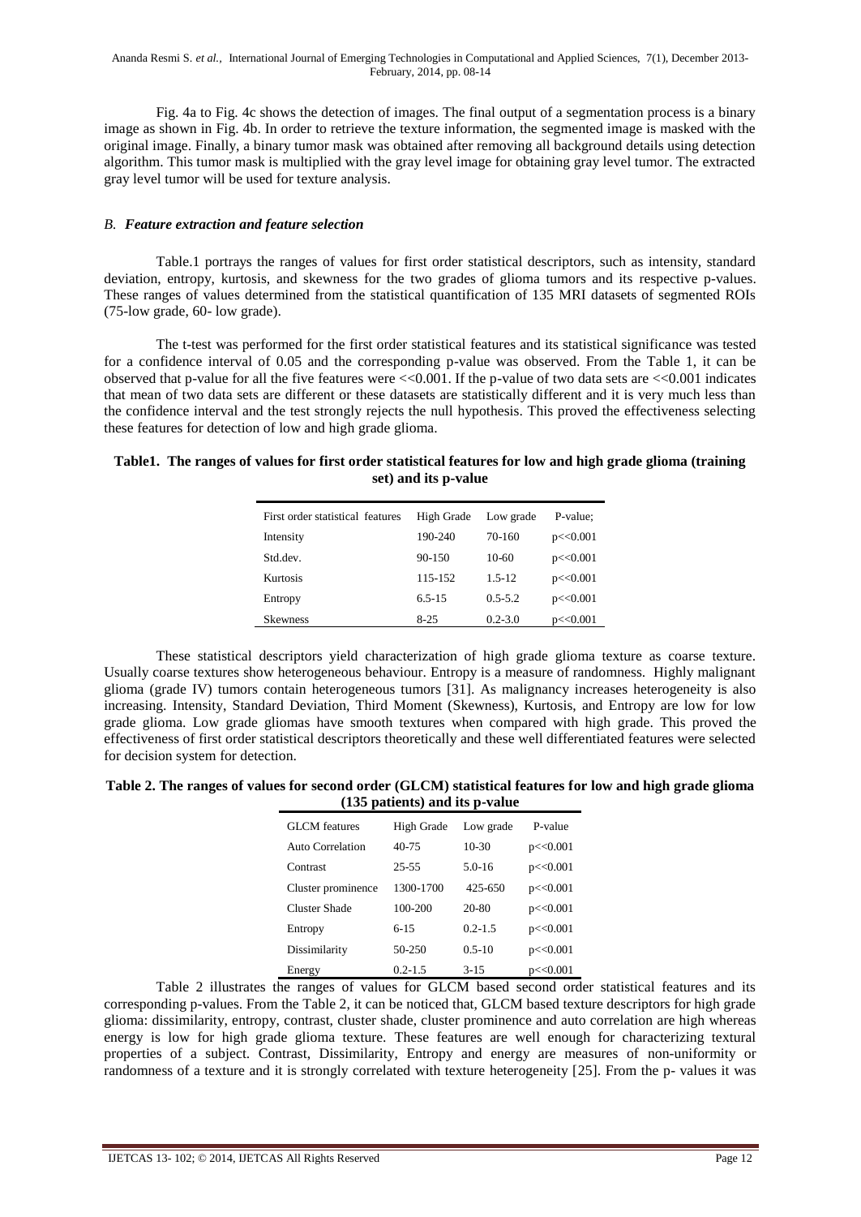Fig. 4a to Fig. 4c shows the detection of images. The final output of a segmentation process is a binary image as shown in Fig. 4b. In order to retrieve the texture information, the segmented image is masked with the original image. Finally, a binary tumor mask was obtained after removing all background details using detection algorithm. This tumor mask is multiplied with the gray level image for obtaining gray level tumor. The extracted gray level tumor will be used for texture analysis.

### *B. Feature extraction and feature selection*

Table.1 portrays the ranges of values for first order statistical descriptors, such as intensity, standard deviation, entropy, kurtosis, and skewness for the two grades of glioma tumors and its respective p-values. These ranges of values determined from the statistical quantification of 135 MRI datasets of segmented ROIs (75-low grade, 60- low grade).

The t-test was performed for the first order statistical features and its statistical significance was tested for a confidence interval of 0.05 and the corresponding p-value was observed. From the Table 1, it can be observed that p-value for all the five features were $<<0.001$. If the p-value of two data sets are $<<0.001$ indicates that mean of two data sets are different or these datasets are statistically different and it is very much less than the confidence interval and the test strongly rejects the null hypothesis. This proved the effectiveness selecting these features for detection of low and high grade glioma.

**Table1. The ranges of values for first order statistical features for low and high grade glioma (training set) and its p-value**

| First order statistical features | High Grade | Low grade | P-value; |
|---|---|---|---|
| Intensity | 190-240 | 70-160 | p<<0.001 |
| Std.dev. | 90-150 | 10-60 | p<<0.001 |
| Kurtosis | 115-152 | 1.5-12 | p<<0.001 |
| Entropy | 6.5-15 | 0.5-5.2 | p<<0.001 |
| Skewness | 8-25 | 0.2-3.0 | p<<0.001 |

These statistical descriptors yield characterization of high grade glioma texture as coarse texture. Usually coarse textures show heterogeneous behaviour. Entropy is a measure of randomness. Highly malignant glioma (grade IV) tumors contain heterogeneous tumors [31]. As malignancy increases heterogeneity is also increasing. Intensity, Standard Deviation, Third Moment (Skewness), Kurtosis, and Entropy are low for low grade glioma. Low grade gliomas have smooth textures when compared with high grade. This proved the effectiveness of first order statistical descriptors theoretically and these well differentiated features were selected for decision system for detection.

**Table 2. The ranges of values for second order (GLCM) statistical features for low and high grade glioma (135 patients) and its p-value**

| GLCM features | High Grade | Low grade | P-value |
|---|---|---|---|
| Auto Correlation | 40-75 | 10-30 | p<<0.001 |
| Contrast | 25-55 | 5.0-16 | p<<0.001 |
| Cluster prominence | 1300-1700 | 425-650 | p<<0.001 |
| Cluster Shade | 100-200 | 20-80 | p<<0.001 |
| Entropy | 6-15 | 0.2-1.5 | p<<0.001 |
| Dissimilarity | 50-250 | 0.5-10 | p<<0.001 |
| Energy | 0.2-1.5 | 3-15 | p<<0.001 |

Table 2 illustrates the ranges of values for GLCM based second order statistical features and its corresponding p-values. From the Table 2, it can be noticed that, GLCM based texture descriptors for high grade glioma: dissimilarity, entropy, contrast, cluster shade, cluster prominence and auto correlation are high whereas energy is low for high grade glioma texture. These features are well enough for characterizing textural properties of a subject. Contrast, Dissimilarity, Entropy and energy are measures of non-uniformity or randomness of a texture and it is strongly correlated with texture heterogeneity [25]. From the p- values it was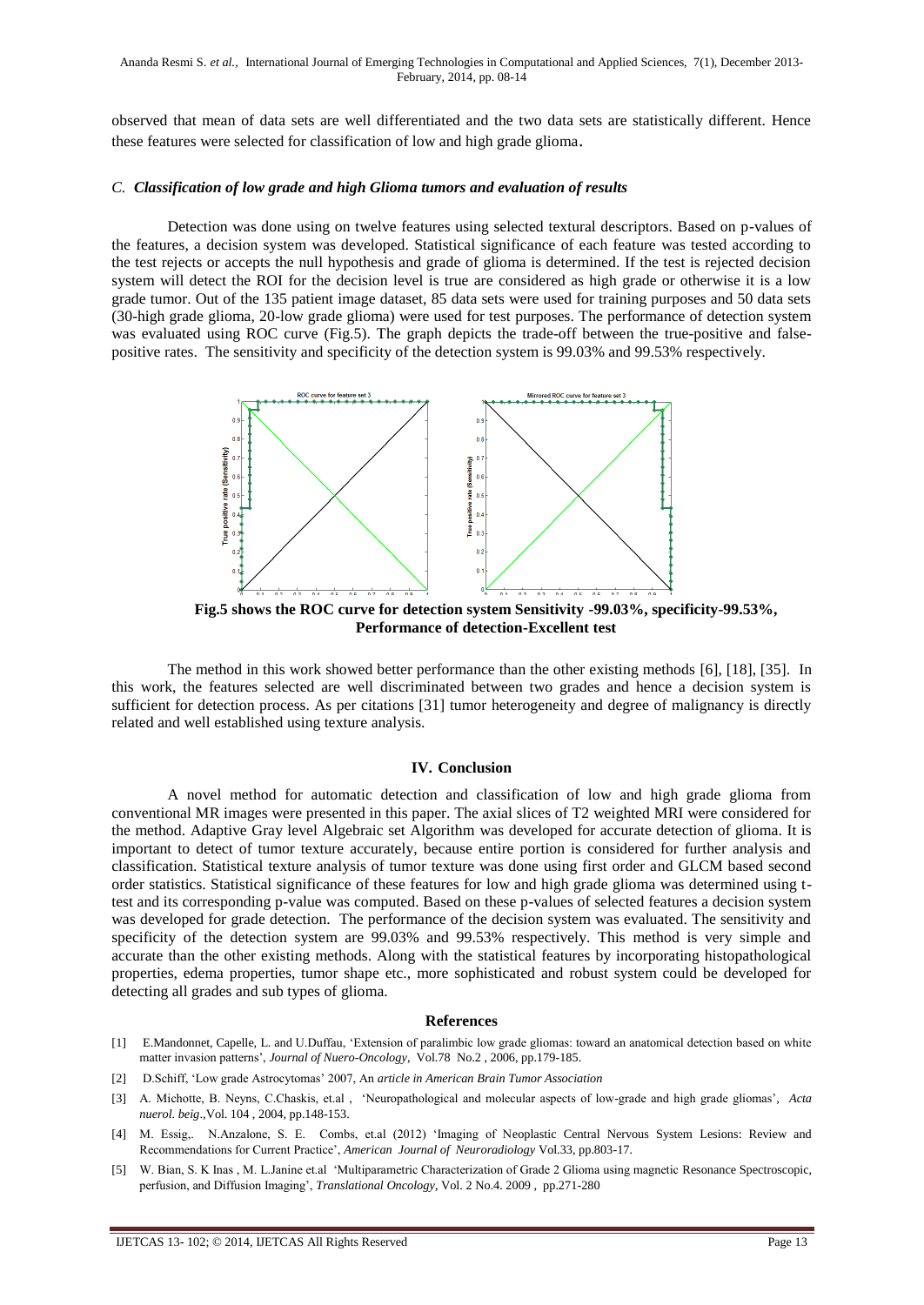observed that mean of data sets are well differentiated and the two data sets are statistically different. Hence these features were selected for classification of low and high grade glioma.

### *C. Classification of low grade and high Glioma tumors and evaluation of results*

Detection was done using on twelve features using selected textural descriptors. Based on p-values of the features, a decision system was developed. Statistical significance of each feature was tested according to the test rejects or accepts the null hypothesis and grade of glioma is determined. If the test is rejected decision system will detect the ROI for the decision level is true are considered as high grade or otherwise it is a low grade tumor. Out of the 135 patient image dataset, 85 data sets were used for training purposes and 50 data sets (30-high grade glioma, 20-low grade glioma) were used for test purposes. The performance of detection system was evaluated using ROC curve (Fig.5). The graph depicts the trade-off between the true-positive and false-positive rates. The sensitivity and specificity of the detection system is 99.03% and 99.53% respectively.

**Fig.5 shows the ROC curve for detection system Sensitivity -99.03%, specificity-99.53%, Performance of detection-Excellent test**

The method in this work showed better performance than the other existing methods [6], [18], [35]. In this work, the features selected are well discriminated between two grades and hence a decision system is sufficient for detection process. As per citations [31] tumor heterogeneity and degree of malignancy is directly related and well established using texture analysis.

## IV. Conclusion

A novel method for automatic detection and classification of low and high grade glioma from conventional MR images were presented in this paper. The axial slices of T2 weighted MRI were considered for the method. Adaptive Gray level Algebraic set Algorithm was developed for accurate detection of glioma. It is important to detect of tumor texture accurately, because entire portion is considered for further analysis and classification. Statistical texture analysis of tumor texture was done using first order and GLCM based second order statistics. Statistical significance of these features for low and high grade glioma was determined using t-test and its corresponding p-value was computed. Based on these p-values of selected features a decision system was developed for grade detection. The performance of the decision system was evaluated. The sensitivity and specificity of the detection system are 99.03% and 99.53% respectively. This method is very simple and accurate than the other existing methods. Along with the statistical features by incorporating histopathological properties, edema properties, tumor shape etc., more sophisticated and robust system could be developed for detecting all grades and sub types of glioma.

## References

[1] E.Mandonnet, Capelle, L. and U.Duffau, 'Extension of paralimbic low grade gliomas: toward an anatomical detection based on white matter invasion patterns', *Journal of Nuero-Oncology*, Vol.78 No.2 , 2006, pp.179-185.

[2] D.Schiff, 'Low grade Astrocytomas' 2007, An *article in American Brain Tumor Association*

[3] A. Michotte, B. Neyns, C.Chaskis, et.al , 'Neuropathological and molecular aspects of low-grade and high grade gliomas', *Acta nuerol. beig*.,Vol. 104 , 2004, pp.148-153.

[4] M. Essig,. N.Anzalone, S. E. Combs, et.al (2012) 'Imaging of Neoplastic Central Nervous System Lesions: Review and Recommendations for Current Practice', *American Journal of Neuroradiology* Vol.33, pp.803-17.

[5] W. Bian, S. K Inas , M. L.Janine et.al 'Multiparametric Characterization of Grade 2 Glioma using magnetic Resonance Spectroscopic, perfusion, and Diffusion Imaging', *Translational Oncology*, Vol. 2 No.4. 2009 , pp.271-280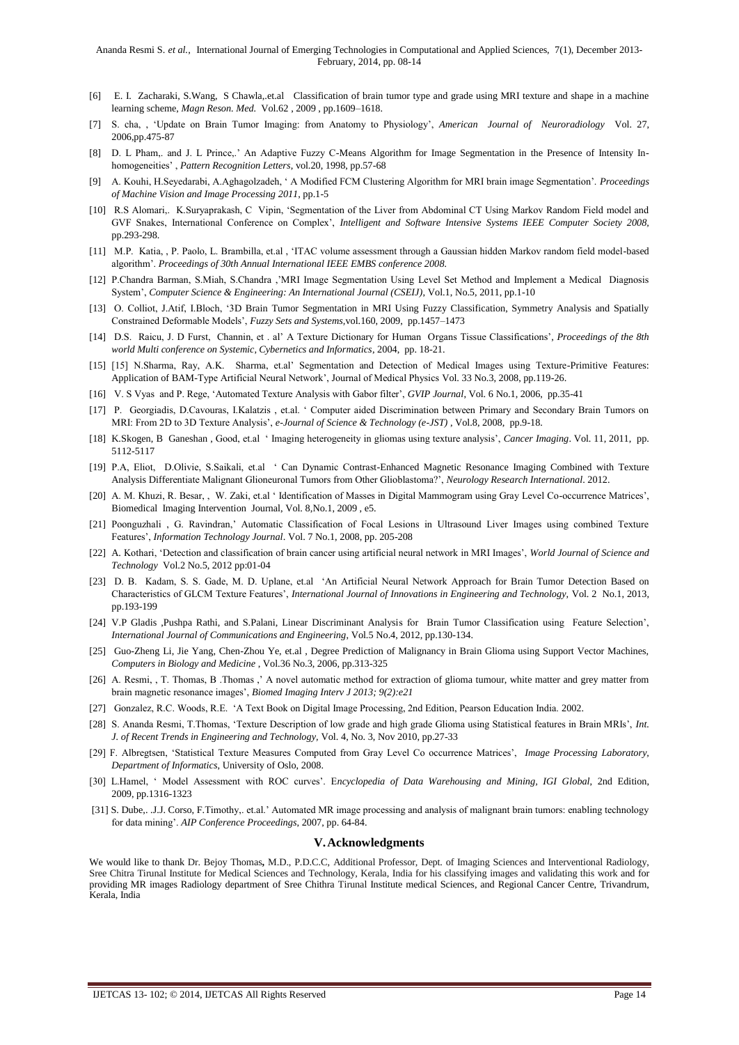[6] E. I. Zacharaki, S.Wang, S Chawla,.et.al Classification of brain tumor type and grade using MRI texture and shape in a machine learning scheme, *Magn Reson. Med.* Vol.62 , 2009 , pp.1609–1618.

[7] S. cha, , 'Update on Brain Tumor Imaging: from Anatomy to Physiology', *American Journal of Neuroradiology* Vol. 27, 2006,pp.475-87

[8] D. L Pham,. and J. L Prince,.' An Adaptive Fuzzy C-Means Algorithm for Image Segmentation in the Presence of Intensity Inhomogeneities' , *Pattern Recognition Letters*, vol.20, 1998, pp.57-68

[9] A. Kouhi, H.Seyedarabi, A.Aghagolzadeh, ' A Modified FCM Clustering Algorithm for MRI brain image Segmentation'. *Proceedings of Machine Vision and Image Processing 2011*, pp.1-5

[10] R.S Alomari,. K.Suryaprakash, C Vipin, 'Segmentation of the Liver from Abdominal CT Using Markov Random Field model and GVF Snakes, International Conference on Complex', *Intelligent and Software Intensive Systems IEEE Computer Society 2008*, pp.293-298.

[11] M.P. Katia, , P. Paolo, L. Brambilla, et.al , 'ITAC volume assessment through a Gaussian hidden Markov random field model-based algorithm'. *Proceedings of 30th Annual International IEEE EMBS conference 2008.*

[12] P.Chandra Barman, S.Miah, S.Chandra ,'MRI Image Segmentation Using Level Set Method and Implement a Medical Diagnosis System', *Computer Science & Engineering: An International Journal (CSEIJ)*, Vol.1, No.5, 2011, pp.1-10

[13] O. Colliot, J.Atif, I.Bloch, '3D Brain Tumor Segmentation in MRI Using Fuzzy Classification, Symmetry Analysis and Spatially Constrained Deformable Models', *Fuzzy Sets and Systems*,vol.160, 2009, pp.1457–1473

[14] D.S. Raicu, J. D Furst, Channin, et . al' A Texture Dictionary for Human Organs Tissue Classifications', *Proceedings of the 8th world Multi conference on Systemic, Cybernetics and Informatics*, 2004, pp. 18-21.

[15] [15] N.Sharma, Ray, A.K. Sharma, et.al' Segmentation and Detection of Medical Images using Texture-Primitive Features: Application of BAM-Type Artificial Neural Network', Journal of Medical Physics Vol. 33 No.3, 2008, pp.119-26.

[16] V. S Vyas and P. Rege, 'Automated Texture Analysis with Gabor filter', *GVIP Journal*, Vol. 6 No.1, 2006, pp.35-41

[17] P. Georgiadis, D.Cavouras, I.Kalatzis , et.al. ' Computer aided Discrimination between Primary and Secondary Brain Tumors on MRI: From 2D to 3D Texture Analysis', *e-Journal of Science & Technology (e-JST)* , Vol.8, 2008, pp.9-18.

[18] K.Skogen, B Ganeshan , Good, et.al ' Imaging heterogeneity in gliomas using texture analysis', *Cancer Imaging*. Vol. 11, 2011, pp. 5112-5117

[19] P.A, Eliot, D.Olivie, S.Saikali, et.al ' Can Dynamic Contrast-Enhanced Magnetic Resonance Imaging Combined with Texture Analysis Differentiate Malignant Glioneuronal Tumors from Other Glioblastoma?', *Neurology Research International*. 2012.

[20] A. M. Khuzi, R. Besar, , W. Zaki, et.al ' Identification of Masses in Digital Mammogram using Gray Level Co-occurrence Matrices', Biomedical Imaging Intervention Journal, Vol. 8,No.1, 2009 , e5.

[21] Poonguzhali , G. Ravindran,' Automatic Classification of Focal Lesions in Ultrasound Liver Images using combined Texture Features', *Information Technology Journal*. Vol. 7 No.1, 2008, pp. 205-208

[22] A. Kothari, 'Detection and classification of brain cancer using artificial neural network in MRI Images', *World Journal of Science and Technology* Vol.2 No.5, 2012 pp:01-04

[23] D. B. Kadam, S. S. Gade, M. D. Uplane, et.al 'An Artificial Neural Network Approach for Brain Tumor Detection Based on Characteristics of GLCM Texture Features', *International Journal of Innovations in Engineering and Technology*, Vol. 2 No.1, 2013, pp.193-199

[24] V.P Gladis ,Pushpa Rathi, and S.Palani, Linear Discriminant Analysis for Brain Tumor Classification using Feature Selection', *International Journal of Communications and Engineering*, Vol.5 No.4, 2012, pp.130-134.

[25] Guo-Zheng Li, Jie Yang, Chen-Zhou Ye, et.al , Degree Prediction of Malignancy in Brain Glioma using Support Vector Machines, *Computers in Biology and Medicine* , Vol.36 No.3, 2006, pp.313-325

[26] A. Resmi, , T. Thomas, B .Thomas ,' A novel automatic method for extraction of glioma tumour, white matter and grey matter from brain magnetic resonance images', *Biomed Imaging Interv J 2013; 9(2):e21*

[27] Gonzalez, R.C. Woods, R.E. 'A Text Book on Digital Image Processing, 2nd Edition, Pearson Education India. 2002.

[28] S. Ananda Resmi, T.Thomas, 'Texture Description of low grade and high grade Glioma using Statistical features in Brain MRIs', *Int. J. of Recent Trends in Engineering and Technology*, Vol. 4, No. 3, Nov 2010, pp.27-33

[29] F. Albregtsen, 'Statistical Texture Measures Computed from Gray Level Co occurrence Matrices', *Image Processing Laboratory, Department of Informatics*, University of Oslo, 2008.

[30] L.Hamel, ' Model Assessment with ROC curves'. E*ncyclopedia of Data Warehousing and Mining, IGI Global*, 2nd Edition, 2009, pp.1316-1323

[31] S. Dube,. .J.J. Corso, F.Timothy,. et.al.' Automated MR image processing and analysis of malignant brain tumors: enabling technology for data mining'. *AIP Conference Proceedings*, 2007, pp. 64-84.

## V. Acknowledgments

We would like to thank Dr. Bejoy Thomas**,** M.D., P.D.C.C, Additional Professor, Dept. of Imaging Sciences and Interventional Radiology, Sree Chitra Tirunal Institute for Medical Sciences and Technology, Kerala, India for his classifying images and validating this work and for providing MR images Radiology department of Sree Chithra Tirunal Institute medical Sciences, and Regional Cancer Centre, Trivandrum, Kerala, India